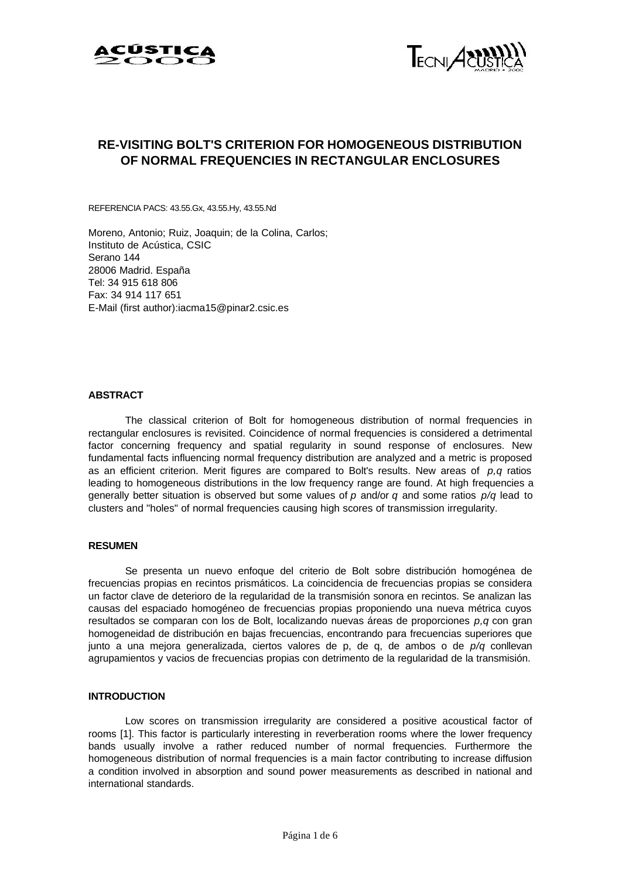# RE-VISITING BOLT'S CRITERION FOR HOMOGENEOUS DISTRIBUTION OF NORMAL FREQUENCIES IN RECTANGULAR ENCLOSURES

REFERENCIA PACS: 43.55.Gx, 43.55.Hy, 43.55.Nd

Moreno, Antonio; Ruiz, Joaquin; de la Colina, Carlos;
Instituto de Acústica, CSIC
Serano 144
28006 Madrid. España
Tel: 34 915 618 806
Fax: 34 914 117 651
E-Mail (first author):iacma15@pinar2.csic.es

## ABSTRACT

The classical criterion of Bolt for homogeneous distribution of normal frequencies in rectangular enclosures is revisited. Coincidence of normal frequencies is considered a detrimental factor concerning frequency and spatial regularity in sound response of enclosures. New fundamental facts influencing normal frequency distribution are analyzed and a metric is proposed as an efficient criterion. Merit figures are compared to Bolt's results. New areas of *p,q* ratios leading to homogeneous distributions in the low frequency range are found. At high frequencies a generally better situation is observed but some values of *p* and/or *q* and some ratios *p/q* lead to clusters and "holes" of normal frequencies causing high scores of transmission irregularity.

## RESUMEN

Se presenta un nuevo enfoque del criterio de Bolt sobre distribución homogénea de frecuencias propias en recintos prismáticos. La coincidencia de frecuencias propias se considera un factor clave de deterioro de la regularidad de la transmisión sonora en recintos. Se analizan las causas del espaciado homogéneo de frecuencias propias proponiendo una nueva métrica cuyos resultados se comparan con los de Bolt, localizando nuevas áreas de proporciones *p,q* con gran homogeneidad de distribución en bajas frecuencias, encontrando para frecuencias superiores que junto a una mejora generalizada, ciertos valores de p, de q, de ambos o de *p/q* conllevan agrupamientos y vacios de frecuencias propias con detrimento de la regularidad de la transmisión.

## INTRODUCTION

Low scores on transmission irregularity are considered a positive acoustical factor of rooms [1]. This factor is particularly interesting in reverberation rooms where the lower frequency bands usually involve a rather reduced number of normal frequencies. Furthermore the homogeneous distribution of normal frequencies is a main factor contributing to increase diffusion a condition involved in absorption and sound power measurements as described in national and international standards.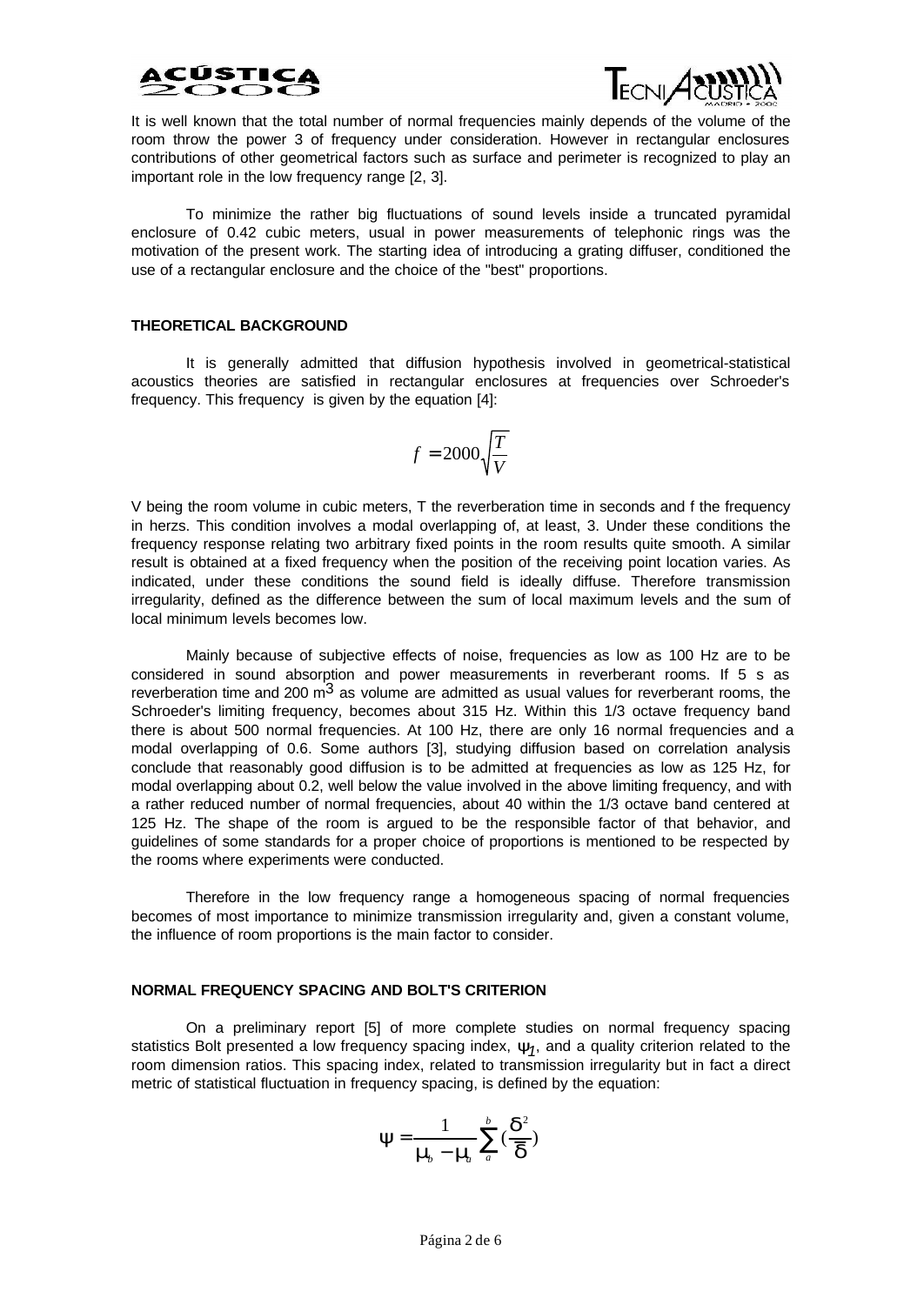It is well known that the total number of normal frequencies mainly depends of the volume of the room throw the power 3 of frequency under consideration. However in rectangular enclosures contributions of other geometrical factors such as surface and perimeter is recognized to play an important role in the low frequency range [2, 3].

To minimize the rather big fluctuations of sound levels inside a truncated pyramidal enclosure of 0.42 cubic meters, usual in power measurements of telephonic rings was the motivation of the present work. The starting idea of introducing a grating diffuser, conditioned the use of a rectangular enclosure and the choice of the "best" proportions.

## THEORETICAL BACKGROUND

It is generally admitted that diffusion hypothesis involved in geometrical-statistical acoustics theories are satisfied in rectangular enclosures at frequencies over Schroeder's frequency. This frequency is given by the equation [4]:

$$f = 2000\sqrt{\frac{T}{V}}$$

V being the room volume in cubic meters, T the reverberation time in seconds and f the frequency in herzs. This condition involves a modal overlapping of, at least, 3. Under these conditions the frequency response relating two arbitrary fixed points in the room results quite smooth. A similar result is obtained at a fixed frequency when the position of the receiving point location varies. As indicated, under these conditions the sound field is ideally diffuse. Therefore transmission irregularity, defined as the difference between the sum of local maximum levels and the sum of local minimum levels becomes low.

Mainly because of subjective effects of noise, frequencies as low as 100 Hz are to be considered in sound absorption and power measurements in reverberant rooms. If 5 s as reverberation time and 200 $m^3$ as volume are admitted as usual values for reverberant rooms, the Schroeder's limiting frequency, becomes about 315 Hz. Within this 1/3 octave frequency band there is about 500 normal frequencies. At 100 Hz, there are only 16 normal frequencies and a modal overlapping of 0.6. Some authors [3], studying diffusion based on correlation analysis conclude that reasonably good diffusion is to be admitted at frequencies as low as 125 Hz, for modal overlapping about 0.2, well below the value involved in the above limiting frequency, and with a rather reduced number of normal frequencies, about 40 within the 1/3 octave band centered at 125 Hz. The shape of the room is argued to be the responsible factor of that behavior, and guidelines of some standards for a proper choice of proportions is mentioned to be respected by the rooms where experiments were conducted.

Therefore in the low frequency range a homogeneous spacing of normal frequencies becomes of most importance to minimize transmission irregularity and, given a constant volume, the influence of room proportions is the main factor to consider.

## NORMAL FREQUENCY SPACING AND BOLT'S CRITERION

On a preliminary report [5] of more complete studies on normal frequency spacing statistics Bolt presented a low frequency spacing index, $\psi_1$, and a quality criterion related to the room dimension ratios. This spacing index, related to transmission irregularity but in fact a direct metric of statistical fluctuation in frequency spacing, is defined by the equation:

$$\psi = \frac{1}{\mu_b - \mu_a}\sum_{a}^{b}\left(\frac{\delta^2}{\bar{\delta}}\right)$$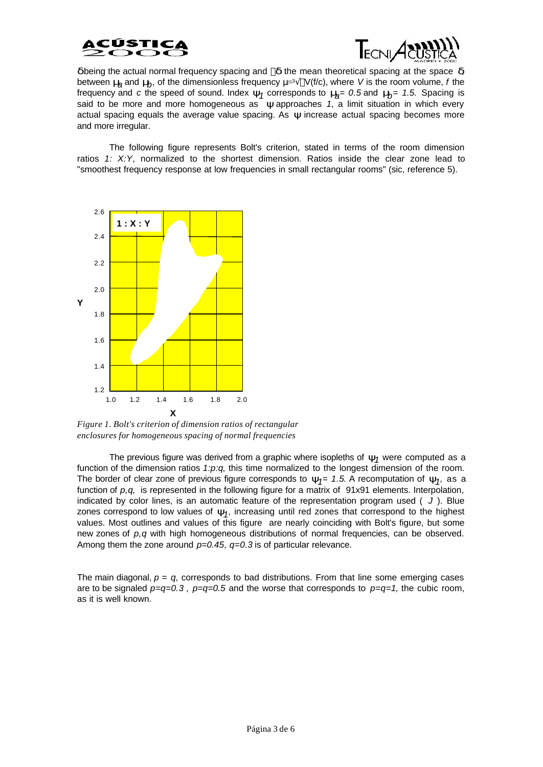$\delta$ being the actual normal frequency spacing and $\bar{\delta}$ the mean theoretical spacing at the space $\delta$, between $\mu_a$ and $\mu_b$, of the dimensionless frequency $\mu = \sqrt[3]{V}(f/c)$, where *V* is the room volume, *f* the frequency and *c* the speed of sound. Index $\psi_1$ corresponds to $\mu_a = 0.5$ and $\mu_b = 1.5$. Spacing is said to be more and more homogeneous as $\psi$ approaches *1*, a limit situation in which every actual spacing equals the average value spacing. As $\psi$ increase actual spacing becomes more and more irregular.

The following figure represents Bolt's criterion, stated in terms of the room dimension ratios *1: X:Y*, normalized to the shortest dimension. Ratios inside the clear zone lead to "smoothest frequency response at low frequencies in small rectangular rooms" (sic, reference 5).

*Figure 1. Bolt's criterion of dimension ratios of rectangular enclosures for homogeneous spacing of normal frequencies*

The previous figure was derived from a graphic where isopleths of $\psi_1$ were computed as a function of the dimension ratios *1:p:q*, this time normalized to the longest dimension of the room. The border of clear zone of previous figure corresponds to $\psi_1 = 1.5$. A recomputation of $\psi_1$, as a function of *p,q*, is represented in the following figure for a matrix of 91x91 elements. Interpolation, indicated by color lines, is an automatic feature of the representation program used ( *J* ). Blue zones correspond to low values of $\psi_1$, increasing until red zones that correspond to the highest values. Most outlines and values of this figure are nearly coinciding with Bolt's figure, but some new zones of *p,q* with high homogeneous distributions of normal frequencies, can be observed. Among them the zone around $p=0.45$, $q=0.3$ is of particular relevance.

The main diagonal, $p = q$, corresponds to bad distributions. From that line some emerging cases are to be signaled $p=q=0.3$ , $p=q=0.5$ and the worse that corresponds to $p=q=1$, the cubic room, as it is well known.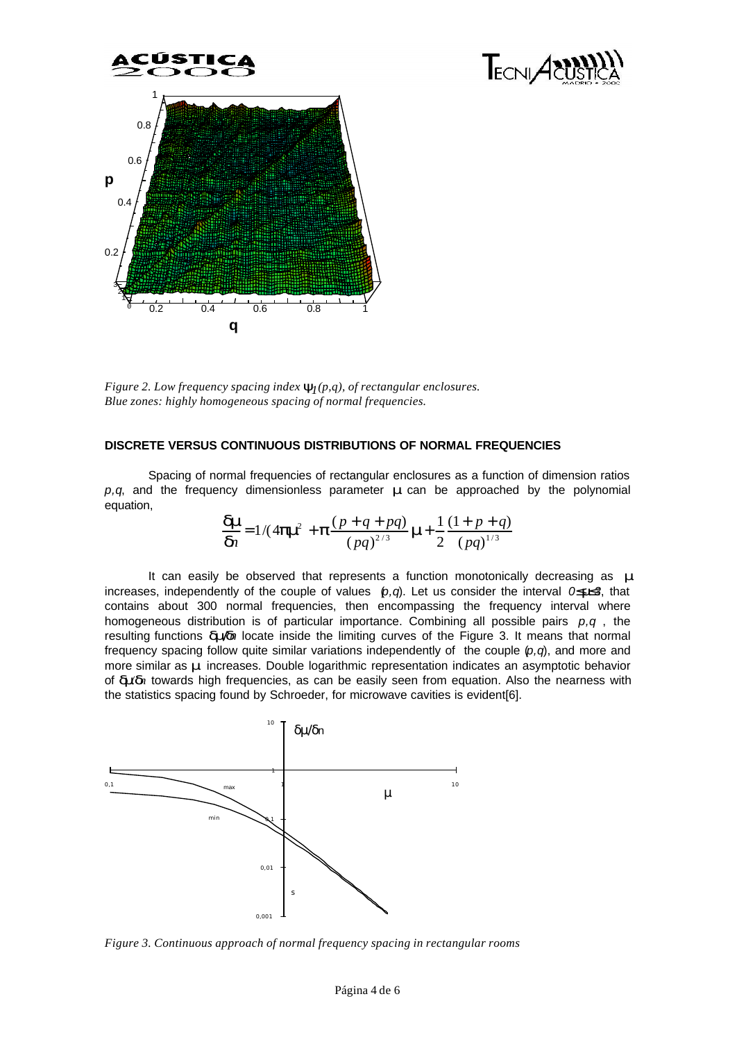*Figure 2. Low frequency spacing index $\psi_1(p,q)$, of rectangular enclosures. Blue zones: highly homogeneous spacing of normal frequencies.*

### DISCRETE VERSUS CONTINUOUS DISTRIBUTIONS OF NORMAL FREQUENCIES

Spacing of normal frequencies of rectangular enclosures as a function of dimension ratios $p,q$, and the frequency dimensionless parameter $\mu$ can be approached by the polynomial equation,

$$\frac{\delta\mu}{\delta n} = 1/(4\pi\mu^2 + \pi\frac{(p+q+pq)}{(pq)^{2/3}}\mu + \frac{1}{2}\frac{(1+p+q)}{(pq)^{1/3}}$$

It can easily be observed that represents a function monotonically decreasing as $\mu$ increases, independently of the couple of values $(p,q)$. Let us consider the interval $0 \leq \mu \leq 3$, that contains about 300 normal frequencies, then encompassing the frequency interval where homogeneous distribution is of particular importance. Combining all possible pairs $p,q$ , the resulting functions $\delta\mu/\delta n$ locate inside the limiting curves of the Figure 3. It means that normal frequency spacing follow quite similar variations independently of the couple $(p,q)$, and more and more similar as $\mu$ increases. Double logarithmic representation indicates an asymptotic behavior of $\delta\mu/\delta n$ towards high frequencies, as can be easily seen from equation. Also the nearness with the statistics spacing found by Schroeder, for microwave cavities is evident[6].

*Figure 3. Continuous approach of normal frequency spacing in rectangular rooms*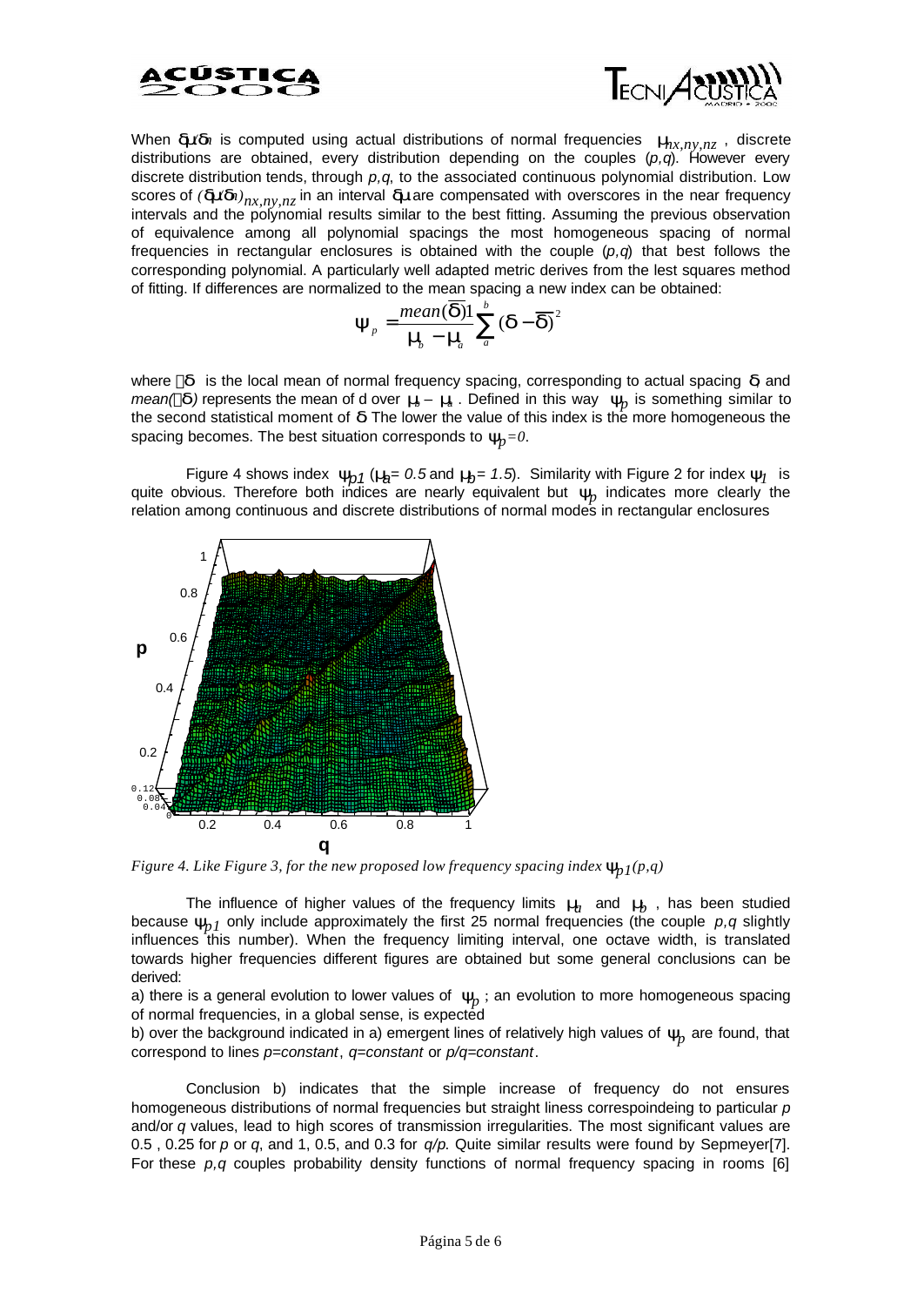When $\delta\mu/\delta n$ is computed using actual distributions of normal frequencies $\mu_{nx,ny,nz}$, discrete distributions are obtained, every distribution depending on the couples (*p,q*). However every discrete distribution tends, through *p,q*, to the associated continuous polynomial distribution. Low scores of $(\delta\mu/\delta n)_{nx,ny,nz}$ in an interval $\delta\mu$ are compensated with overscores in the near frequency intervals and the polynomial results similar to the best fitting. Assuming the previous observation of equivalence among all polynomial spacings the most homogeneous spacing of normal frequencies in rectangular enclosures is obtained with the couple (*p,q*) that best follows the corresponding polynomial. A particularly well adapted metric derives from the lest squares method of fitting. If differences are normalized to the mean spacing a new index can be obtained:

$$\psi_p = \frac{mean(\overline{\delta})1}{\mu_b - \mu_a}\sum_a^b (\delta - \overline{\delta})^2$$

where $\overline{\delta}$ is the local mean of normal frequency spacing, corresponding to actual spacing $\delta$, and *mean*($\overline{\delta}$) represents the mean of d over $\mu_b - \mu_a$. Defined in this way $\psi_p$ is something similar to the second statistical moment of $\delta$. The lower the value of this index is the more homogeneous the spacing becomes. The best situation corresponds to $\psi_p = 0$.

Figure 4 shows index $\psi_{p1}$ ($\mu_a = 0.5$ and $\mu_b = 1.5$). Similarity with Figure 2 for index $\psi_1$ is quite obvious. Therefore both indices are nearly equivalent but $\psi_p$ indicates more clearly the relation among continuous and discrete distributions of normal modes in rectangular enclosures

*Figure 4. Like Figure 3, for the new proposed low frequency spacing index $\psi_{p1}(p,q)$*

The influence of higher values of the frequency limits $\mu_a$ and $\mu_b$, has been studied because $\psi_{p1}$ only include approximately the first 25 normal frequencies (the couple *p,q* slightly influences this number). When the frequency limiting interval, one octave width, is translated towards higher frequencies different figures are obtained but some general conclusions can be derived:

a) there is a general evolution to lower values of $\psi_p$; an evolution to more homogeneous spacing of normal frequencies, in a global sense, is expected

b) over the background indicated in a) emergent lines of relatively high values of $\psi_p$ are found, that correspond to lines *p=constant*, *q=constant* or *p/q=constant*.

Conclusion b) indicates that the simple increase of frequency do not ensures homogeneous distributions of normal frequencies but straight liness correspoindeing to particular *p* and/or *q* values, lead to high scores of transmission irregularities. The most significant values are 0.5 , 0.25 for *p* or *q*, and 1, 0.5, and 0.3 for *q/p.* Quite similar results were found by Sepmeyer[7]. For these *p,q* couples probability density functions of normal frequency spacing in rooms [6]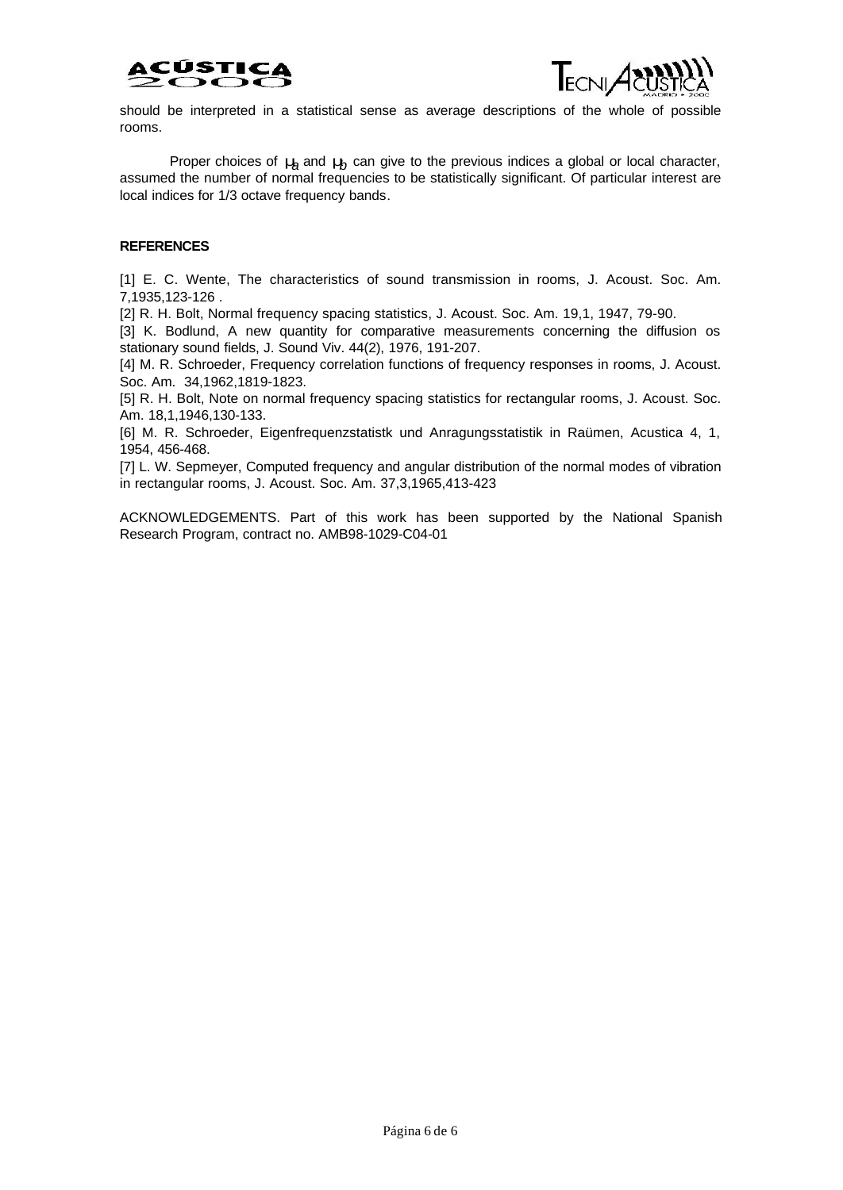should be interpreted in a statistical sense as average descriptions of the whole of possible rooms.

Proper choices of $\mu_a$ and $\mu_b$ can give to the previous indices a global or local character, assumed the number of normal frequencies to be statistically significant. Of particular interest are local indices for 1/3 octave frequency bands.

**REFERENCES**

[1] E. C. Wente, The characteristics of sound transmission in rooms, J. Acoust. Soc. Am. 7,1935,123-126 .

[2] R. H. Bolt, Normal frequency spacing statistics, J. Acoust. Soc. Am. 19,1, 1947, 79-90.

[3] K. Bodlund, A new quantity for comparative measurements concerning the diffusion os stationary sound fields, J. Sound Viv. 44(2), 1976, 191-207.

[4] M. R. Schroeder, Frequency correlation functions of frequency responses in rooms, J. Acoust. Soc. Am. 34,1962,1819-1823.

[5] R. H. Bolt, Note on normal frequency spacing statistics for rectangular rooms, J. Acoust. Soc. Am. 18,1,1946,130-133.

[6] M. R. Schroeder, Eigenfrequenzstatistk und Anragungsstatistik in Raümen, Acustica 4, 1, 1954, 456-468.

[7] L. W. Sepmeyer, Computed frequency and angular distribution of the normal modes of vibration in rectangular rooms, J. Acoust. Soc. Am. 37,3,1965,413-423

ACKNOWLEDGEMENTS. Part of this work has been supported by the National Spanish Research Program, contract no. AMB98-1029-C04-01